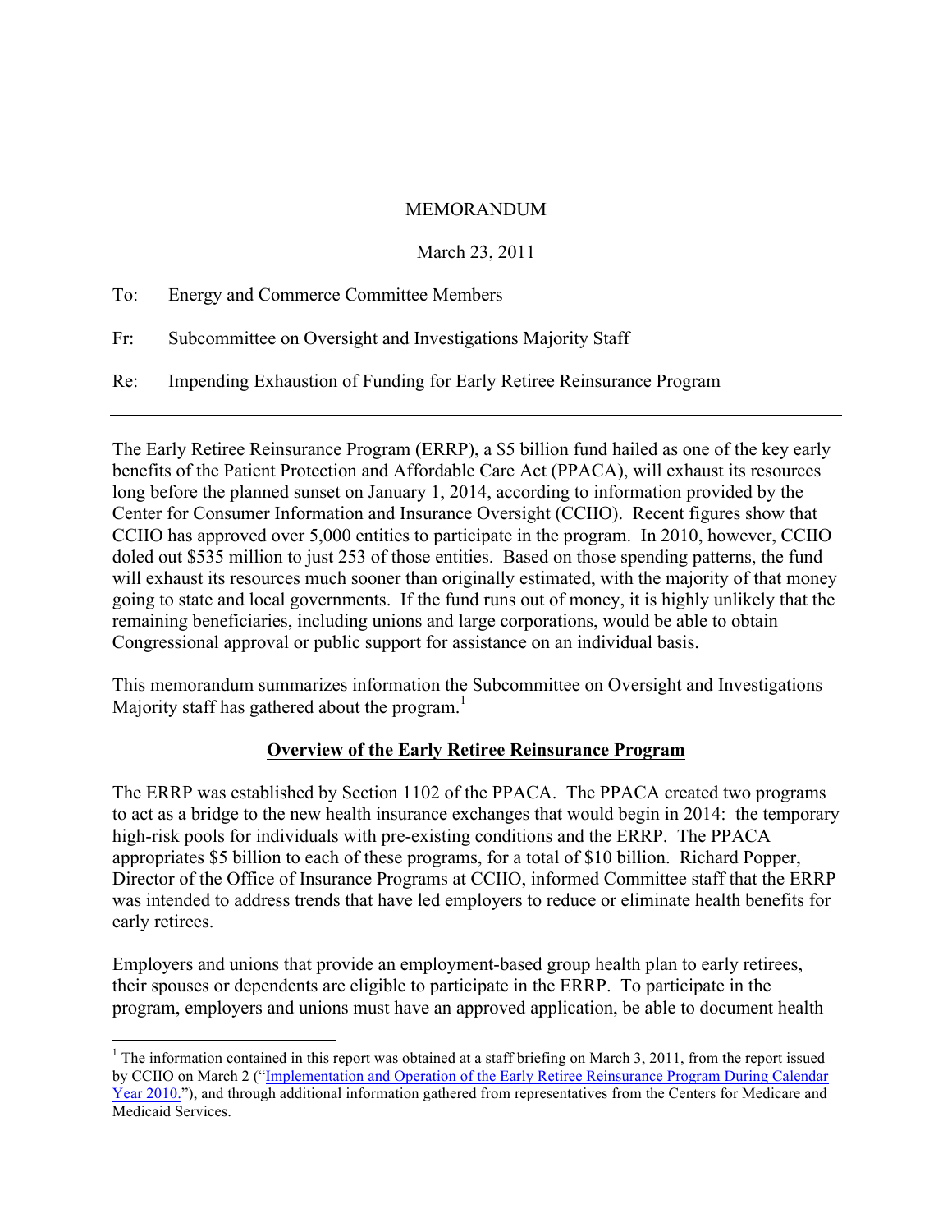MEMORANDUM

March 23, 2011

To: Energy and Commerce Committee Members

Fr: Subcommittee on Oversight and Investigations Majority Staff

Re: Impending Exhaustion of Funding for Early Retiree Reinsurance Program

---

The Early Retiree Reinsurance Program (ERRP), a $5 billion fund hailed as one of the key early benefits of the Patient Protection and Affordable Care Act (PPACA), will exhaust its resources long before the planned sunset on January 1, 2014, according to information provided by the Center for Consumer Information and Insurance Oversight (CCIIO). Recent figures show that CCIIO has approved over 5,000 entities to participate in the program. In 2010, however, CCIIO doled out $535 million to just 253 of those entities. Based on those spending patterns, the fund will exhaust its resources much sooner than originally estimated, with the majority of that money going to state and local governments. If the fund runs out of money, it is highly unlikely that the remaining beneficiaries, including unions and large corporations, would be able to obtain Congressional approval or public support for assistance on an individual basis.

This memorandum summarizes information the Subcommittee on Oversight and Investigations Majority staff has gathered about the program.[1]

## Overview of the Early Retiree Reinsurance Program

The ERRP was established by Section 1102 of the PPACA. The PPACA created two programs to act as a bridge to the new health insurance exchanges that would begin in 2014: the temporary high-risk pools for individuals with pre-existing conditions and the ERRP. The PPACA appropriates $5 billion to each of these programs, for a total of $10 billion. Richard Popper, Director of the Office of Insurance Programs at CCIIO, informed Committee staff that the ERRP was intended to address trends that have led employers to reduce or eliminate health benefits for early retirees.

Employers and unions that provide an employment-based group health plan to early retirees, their spouses or dependents are eligible to participate in the ERRP. To participate in the program, employers and unions must have an approved application, be able to document health

---

[1] The information contained in this report was obtained at a staff briefing on March 3, 2011, from the report issued by CCIIO on March 2 ("Implementation and Operation of the Early Retiree Reinsurance Program During Calendar Year 2010."), and through additional information gathered from representatives from the Centers for Medicare and Medicaid Services.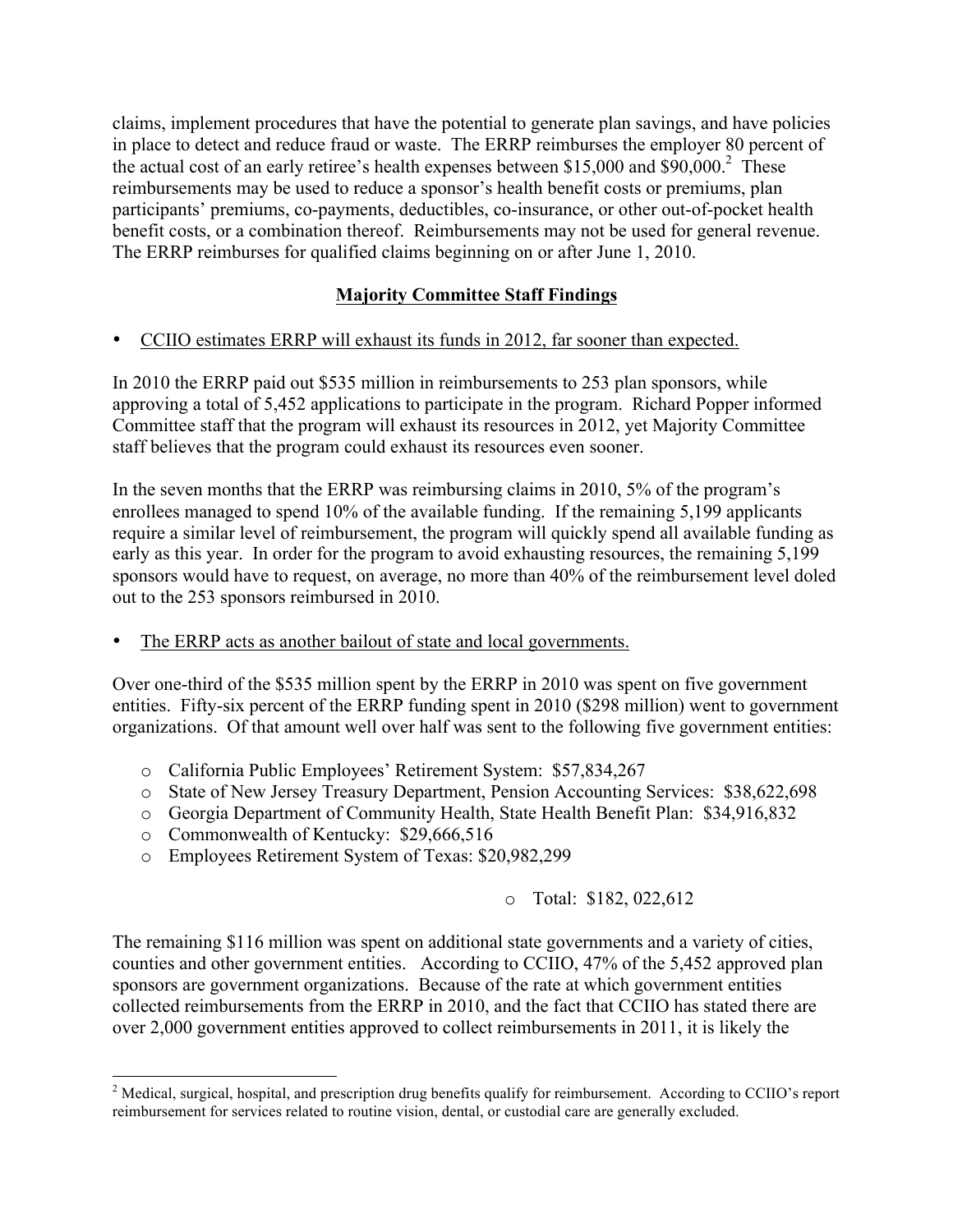claims, implement procedures that have the potential to generate plan savings, and have policies in place to detect and reduce fraud or waste. The ERRP reimburses the employer 80 percent of the actual cost of an early retiree's health expenses between $15,000 and $90,000.[2] These reimbursements may be used to reduce a sponsor's health benefit costs or premiums, plan participants' premiums, co-payments, deductibles, co-insurance, or other out-of-pocket health benefit costs, or a combination thereof. Reimbursements may not be used for general revenue. The ERRP reimburses for qualified claims beginning on or after June 1, 2010.

## Majority Committee Staff Findings

- CCIIO estimates ERRP will exhaust its funds in 2012, far sooner than expected.

In 2010 the ERRP paid out $535 million in reimbursements to 253 plan sponsors, while approving a total of 5,452 applications to participate in the program. Richard Popper informed Committee staff that the program will exhaust its resources in 2012, yet Majority Committee staff believes that the program could exhaust its resources even sooner.

In the seven months that the ERRP was reimbursing claims in 2010, 5% of the program's enrollees managed to spend 10% of the available funding. If the remaining 5,199 applicants require a similar level of reimbursement, the program will quickly spend all available funding as early as this year. In order for the program to avoid exhausting resources, the remaining 5,199 sponsors would have to request, on average, no more than 40% of the reimbursement level doled out to the 253 sponsors reimbursed in 2010.

- The ERRP acts as another bailout of state and local governments.

Over one-third of the $535 million spent by the ERRP in 2010 was spent on five government entities. Fifty-six percent of the ERRP funding spent in 2010 ($298 million) went to government organizations. Of that amount well over half was sent to the following five government entities:

- California Public Employees' Retirement System: $57,834,267
- State of New Jersey Treasury Department, Pension Accounting Services: $38,622,698
- Georgia Department of Community Health, State Health Benefit Plan: $34,916,832
- Commonwealth of Kentucky: $29,666,516
- Employees Retirement System of Texas: $20,982,299

  - Total: $182, 022,612

The remaining $116 million was spent on additional state governments and a variety of cities, counties and other government entities. According to CCIIO, 47% of the 5,452 approved plan sponsors are government organizations. Because of the rate at which government entities collected reimbursements from the ERRP in 2010, and the fact that CCIIO has stated there are over 2,000 government entities approved to collect reimbursements in 2011, it is likely the

---

[2] Medical, surgical, hospital, and prescription drug benefits qualify for reimbursement. According to CCIIO's report reimbursement for services related to routine vision, dental, or custodial care are generally excluded.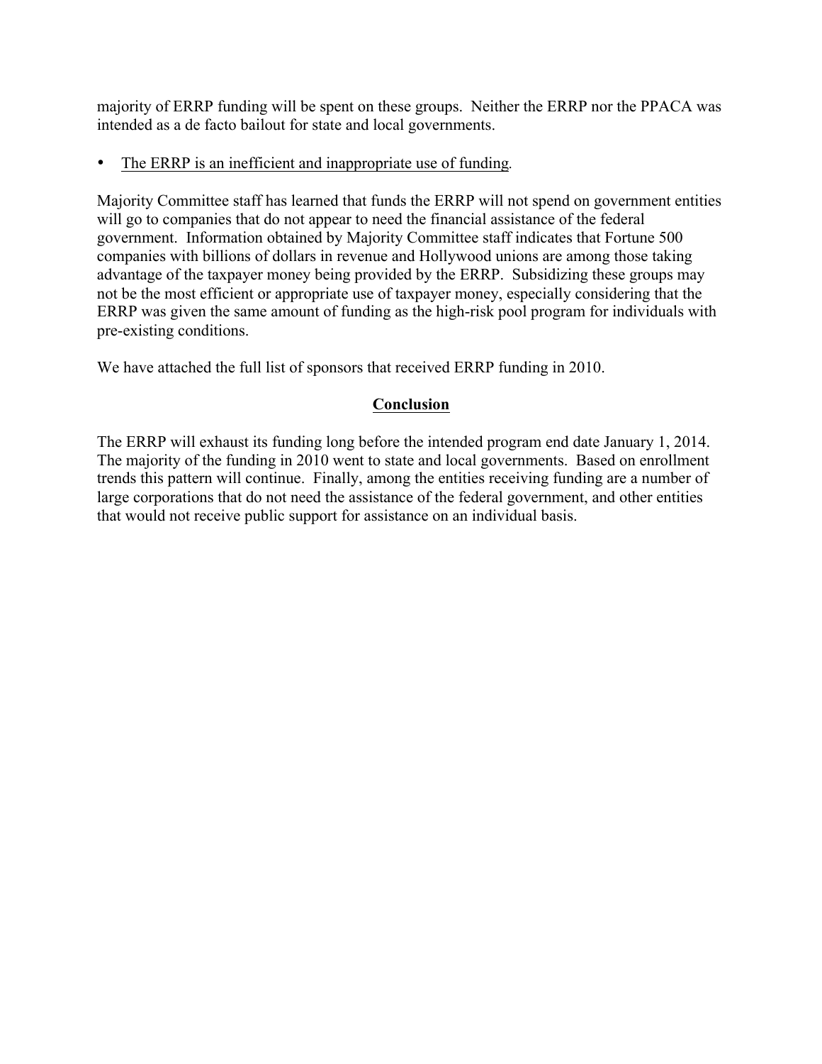majority of ERRP funding will be spent on these groups. Neither the ERRP nor the PPACA was intended as a de facto bailout for state and local governments.

- <u>The ERRP is an inefficient and inappropriate use of funding</u>.

Majority Committee staff has learned that funds the ERRP will not spend on government entities will go to companies that do not appear to need the financial assistance of the federal government. Information obtained by Majority Committee staff indicates that Fortune 500 companies with billions of dollars in revenue and Hollywood unions are among those taking advantage of the taxpayer money being provided by the ERRP. Subsidizing these groups may not be the most efficient or appropriate use of taxpayer money, especially considering that the ERRP was given the same amount of funding as the high-risk pool program for individuals with pre-existing conditions.

We have attached the full list of sponsors that received ERRP funding in 2010.

## Conclusion

The ERRP will exhaust its funding long before the intended program end date January 1, 2014. The majority of the funding in 2010 went to state and local governments. Based on enrollment trends this pattern will continue. Finally, among the entities receiving funding are a number of large corporations that do not need the assistance of the federal government, and other entities that would not receive public support for assistance on an individual basis.